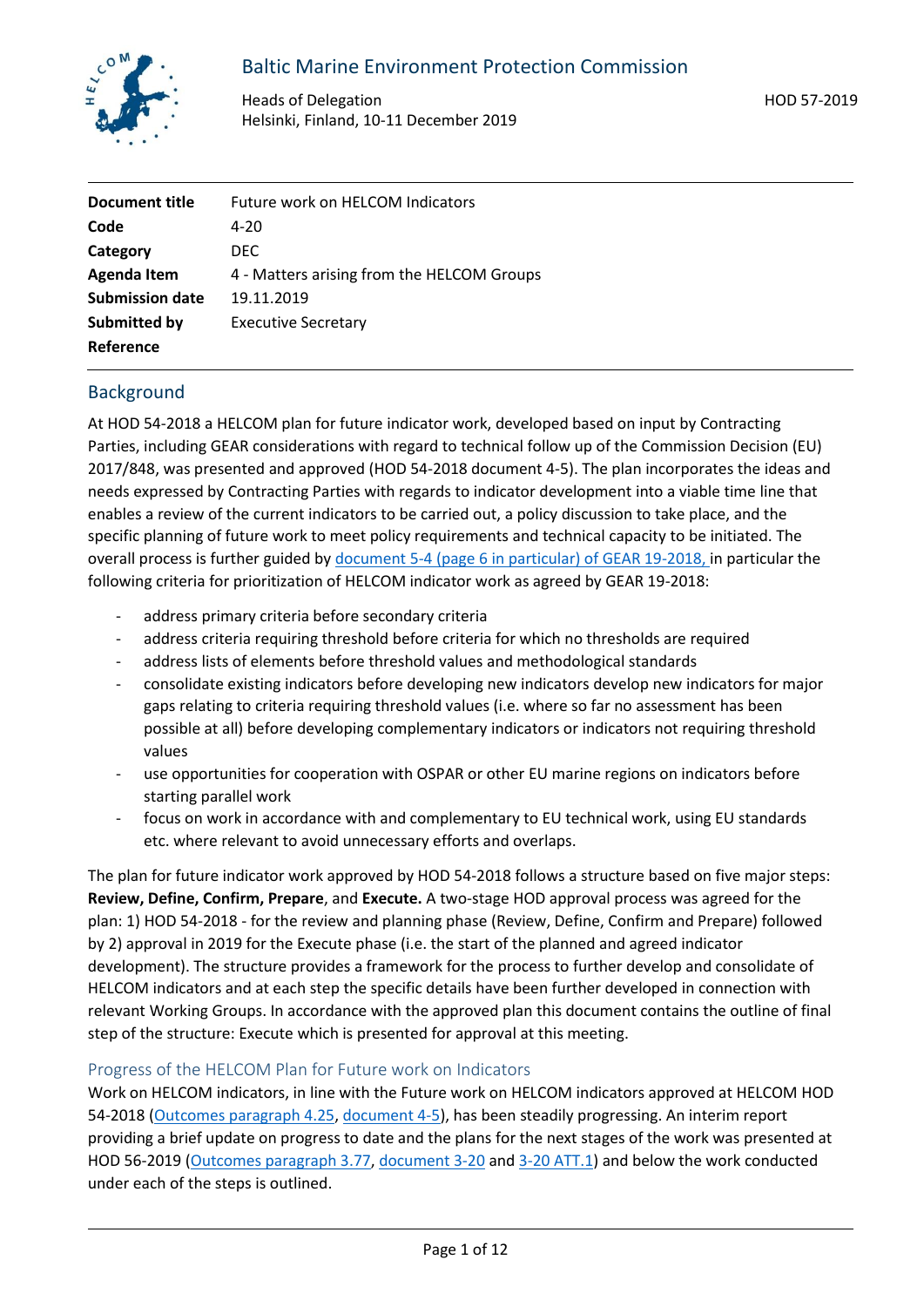# Baltic Marine Environment Protection Commission

Heads of Delegation
Helsinki, Finland, 10-11 December 2019

HOD 57-2019

| | |
|---|---|
| **Document title** | Future work on HELCOM Indicators |
| **Code** | 4-20 |
| **Category** | DEC |
| **Agenda Item** | 4 - Matters arising from the HELCOM Groups |
| **Submission date** | 19.11.2019 |
| **Submitted by** | Executive Secretary |
| **Reference** | |

## Background

At HOD 54-2018 a HELCOM plan for future indicator work, developed based on input by Contracting Parties, including GEAR considerations with regard to technical follow up of the Commission Decision (EU) 2017/848, was presented and approved (HOD 54-2018 document 4-5). The plan incorporates the ideas and needs expressed by Contracting Parties with regards to indicator development into a viable time line that enables a review of the current indicators to be carried out, a policy discussion to take place, and the specific planning of future work to meet policy requirements and technical capacity to be initiated. The overall process is further guided by document 5-4 (page 6 in particular) of GEAR 19-2018, in particular the following criteria for prioritization of HELCOM indicator work as agreed by GEAR 19-2018:

- address primary criteria before secondary criteria
- address criteria requiring threshold before criteria for which no thresholds are required
- address lists of elements before threshold values and methodological standards
- consolidate existing indicators before developing new indicators develop new indicators for major gaps relating to criteria requiring threshold values (i.e. where so far no assessment has been possible at all) before developing complementary indicators or indicators not requiring threshold values
- use opportunities for cooperation with OSPAR or other EU marine regions on indicators before starting parallel work
- focus on work in accordance with and complementary to EU technical work, using EU standards etc. where relevant to avoid unnecessary efforts and overlaps.

The plan for future indicator work approved by HOD 54-2018 follows a structure based on five major steps: **Review, Define, Confirm, Prepare**, and **Execute.** A two-stage HOD approval process was agreed for the plan: 1) HOD 54-2018 - for the review and planning phase (Review, Define, Confirm and Prepare) followed by 2) approval in 2019 for the Execute phase (i.e. the start of the planned and agreed indicator development). The structure provides a framework for the process to further develop and consolidate of HELCOM indicators and at each step the specific details have been further developed in connection with relevant Working Groups. In accordance with the approved plan this document contains the outline of final step of the structure: Execute which is presented for approval at this meeting.

### Progress of the HELCOM Plan for Future work on Indicators

Work on HELCOM indicators, in line with the Future work on HELCOM indicators approved at HELCOM HOD 54-2018 (Outcomes paragraph 4.25, document 4-5), has been steadily progressing. An interim report providing a brief update on progress to date and the plans for the next stages of the work was presented at HOD 56-2019 (Outcomes paragraph 3.77, document 3-20 and 3-20 ATT.1) and below the work conducted under each of the steps is outlined.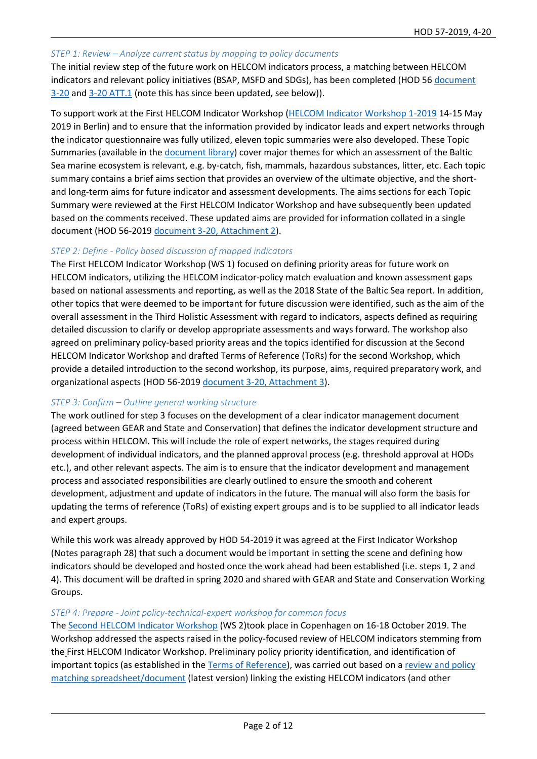*STEP 1: Review – Analyze current status by mapping to policy documents*

The initial review step of the future work on HELCOM indicators process, a matching between HELCOM indicators and relevant policy initiatives (BSAP, MSFD and SDGs), has been completed (HOD 56 document 3-20 and 3-20 ATT.1 (note this has since been updated, see below)).

To support work at the First HELCOM Indicator Workshop (HELCOM Indicator Workshop 1-2019 14-15 May 2019 in Berlin) and to ensure that the information provided by indicator leads and expert networks through the indicator questionnaire was fully utilized, eleven topic summaries were also developed. These Topic Summaries (available in the document library) cover major themes for which an assessment of the Baltic Sea marine ecosystem is relevant, e.g. by-catch, fish, mammals, hazardous substances, litter, etc. Each topic summary contains a brief aims section that provides an overview of the ultimate objective, and the short- and long-term aims for future indicator and assessment developments. The aims sections for each Topic Summary were reviewed at the First HELCOM Indicator Workshop and have subsequently been updated based on the comments received. These updated aims are provided for information collated in a single document (HOD 56-2019 document 3-20, Attachment 2).

*STEP 2: Define - Policy based discussion of mapped indicators*

The First HELCOM Indicator Workshop (WS 1) focused on defining priority areas for future work on HELCOM indicators, utilizing the HELCOM indicator-policy match evaluation and known assessment gaps based on national assessments and reporting, as well as the 2018 State of the Baltic Sea report. In addition, other topics that were deemed to be important for future discussion were identified, such as the aim of the overall assessment in the Third Holistic Assessment with regard to indicators, aspects defined as requiring detailed discussion to clarify or develop appropriate assessments and ways forward. The workshop also agreed on preliminary policy-based priority areas and the topics identified for discussion at the Second HELCOM Indicator Workshop and drafted Terms of Reference (ToRs) for the second Workshop, which provide a detailed introduction to the second workshop, its purpose, aims, required preparatory work, and organizational aspects (HOD 56-2019 document 3-20, Attachment 3).

*STEP 3: Confirm – Outline general working structure*

The work outlined for step 3 focuses on the development of a clear indicator management document (agreed between GEAR and State and Conservation) that defines the indicator development structure and process within HELCOM. This will include the role of expert networks, the stages required during development of individual indicators, and the planned approval process (e.g. threshold approval at HODs etc.), and other relevant aspects. The aim is to ensure that the indicator development and management process and associated responsibilities are clearly outlined to ensure the smooth and coherent development, adjustment and update of indicators in the future. The manual will also form the basis for updating the terms of reference (ToRs) of existing expert groups and is to be supplied to all indicator leads and expert groups.

While this work was already approved by HOD 54-2019 it was agreed at the First Indicator Workshop (Notes paragraph 28) that such a document would be important in setting the scene and defining how indicators should be developed and hosted once the work ahead had been established (i.e. steps 1, 2 and 4). This document will be drafted in spring 2020 and shared with GEAR and State and Conservation Working Groups.

*STEP 4: Prepare - Joint policy-technical-expert workshop for common focus*

The Second HELCOM Indicator Workshop (WS 2)took place in Copenhagen on 16-18 October 2019. The Workshop addressed the aspects raised in the policy-focused review of HELCOM indicators stemming from the First HELCOM Indicator Workshop. Preliminary policy priority identification, and identification of important topics (as established in the Terms of Reference), was carried out based on a review and policy matching spreadsheet/document (latest version) linking the existing HELCOM indicators (and other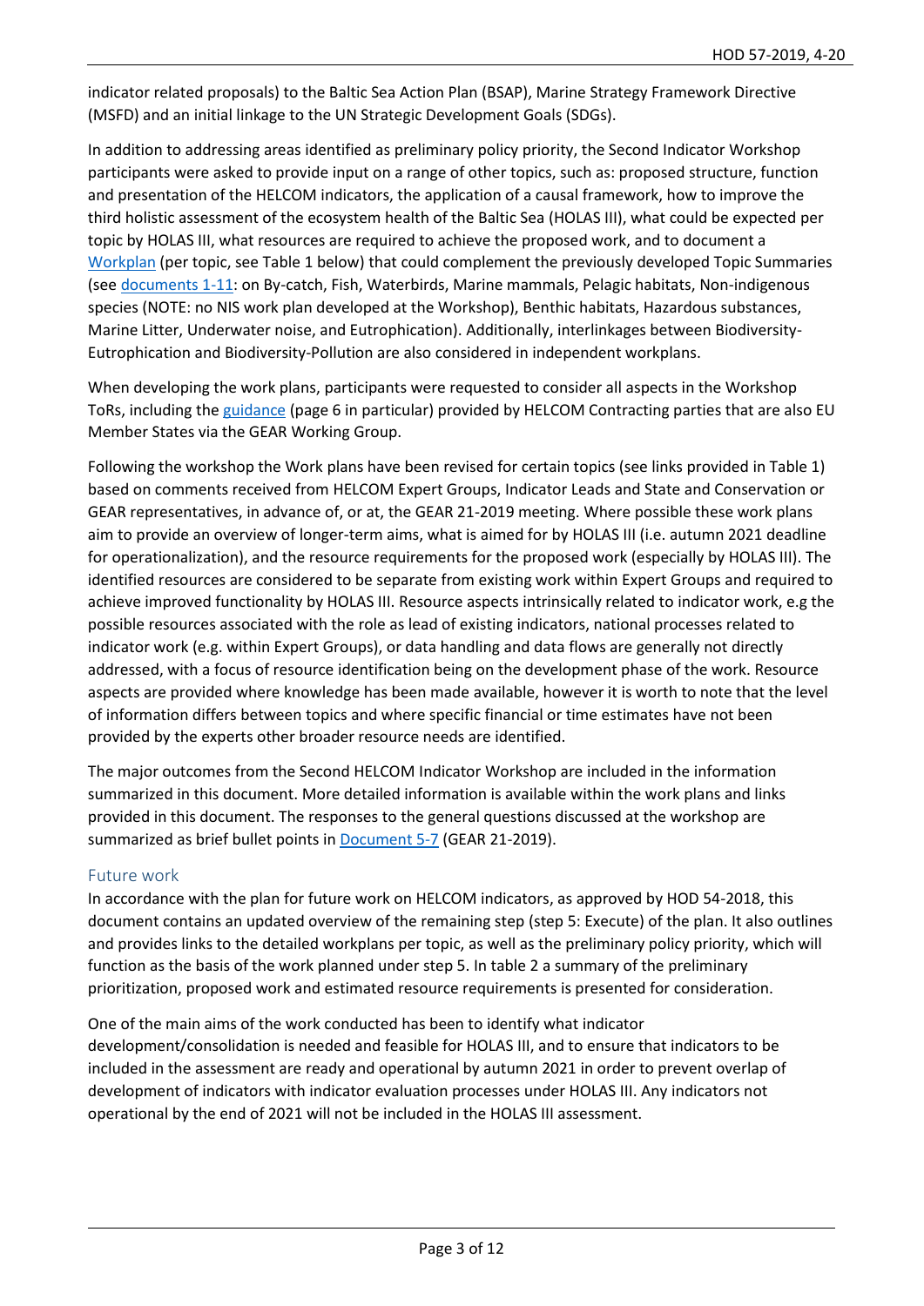indicator related proposals) to the Baltic Sea Action Plan (BSAP), Marine Strategy Framework Directive (MSFD) and an initial linkage to the UN Strategic Development Goals (SDGs).

In addition to addressing areas identified as preliminary policy priority, the Second Indicator Workshop participants were asked to provide input on a range of other topics, such as: proposed structure, function and presentation of the HELCOM indicators, the application of a causal framework, how to improve the third holistic assessment of the ecosystem health of the Baltic Sea (HOLAS III), what could be expected per topic by HOLAS III, what resources are required to achieve the proposed work, and to document a Workplan (per topic, see Table 1 below) that could complement the previously developed Topic Summaries (see documents 1-11: on By-catch, Fish, Waterbirds, Marine mammals, Pelagic habitats, Non-indigenous species (NOTE: no NIS work plan developed at the Workshop), Benthic habitats, Hazardous substances, Marine Litter, Underwater noise, and Eutrophication). Additionally, interlinkages between Biodiversity-Eutrophication and Biodiversity-Pollution are also considered in independent workplans.

When developing the work plans, participants were requested to consider all aspects in the Workshop ToRs, including the guidance (page 6 in particular) provided by HELCOM Contracting parties that are also EU Member States via the GEAR Working Group.

Following the workshop the Work plans have been revised for certain topics (see links provided in Table 1) based on comments received from HELCOM Expert Groups, Indicator Leads and State and Conservation or GEAR representatives, in advance of, or at, the GEAR 21-2019 meeting. Where possible these work plans aim to provide an overview of longer-term aims, what is aimed for by HOLAS III (i.e. autumn 2021 deadline for operationalization), and the resource requirements for the proposed work (especially by HOLAS III). The identified resources are considered to be separate from existing work within Expert Groups and required to achieve improved functionality by HOLAS III. Resource aspects intrinsically related to indicator work, e.g the possible resources associated with the role as lead of existing indicators, national processes related to indicator work (e.g. within Expert Groups), or data handling and data flows are generally not directly addressed, with a focus of resource identification being on the development phase of the work. Resource aspects are provided where knowledge has been made available, however it is worth to note that the level of information differs between topics and where specific financial or time estimates have not been provided by the experts other broader resource needs are identified.

The major outcomes from the Second HELCOM Indicator Workshop are included in the information summarized in this document. More detailed information is available within the work plans and links provided in this document. The responses to the general questions discussed at the workshop are summarized as brief bullet points in Document 5-7 (GEAR 21-2019).

## Future work

In accordance with the plan for future work on HELCOM indicators, as approved by HOD 54-2018, this document contains an updated overview of the remaining step (step 5: Execute) of the plan. It also outlines and provides links to the detailed workplans per topic, as well as the preliminary policy priority, which will function as the basis of the work planned under step 5. In table 2 a summary of the preliminary prioritization, proposed work and estimated resource requirements is presented for consideration.

One of the main aims of the work conducted has been to identify what indicator development/consolidation is needed and feasible for HOLAS III, and to ensure that indicators to be included in the assessment are ready and operational by autumn 2021 in order to prevent overlap of development of indicators with indicator evaluation processes under HOLAS III. Any indicators not operational by the end of 2021 will not be included in the HOLAS III assessment.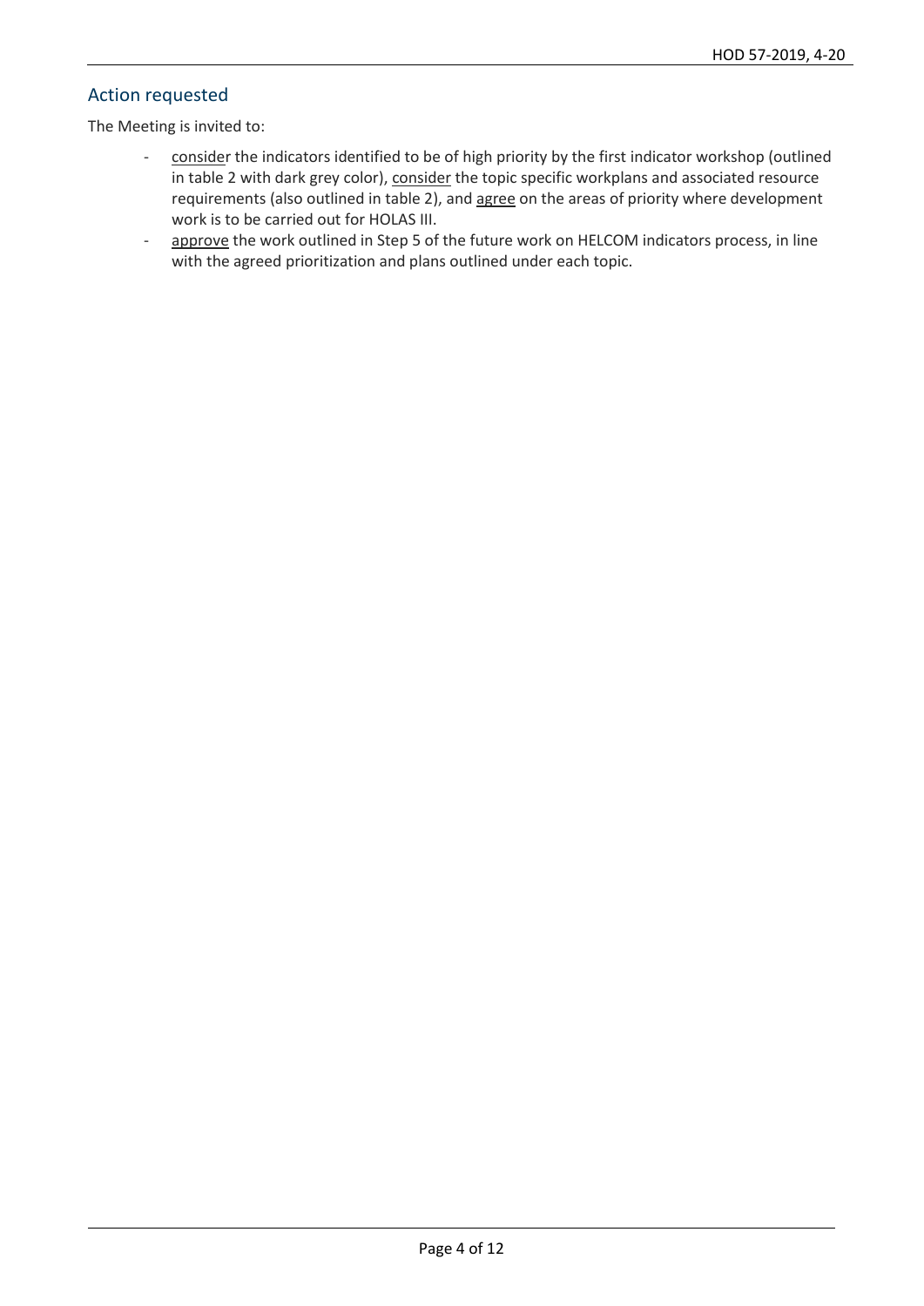## Action requested

The Meeting is invited to:

- consider the indicators identified to be of high priority by the first indicator workshop (outlined in table 2 with dark grey color), consider the topic specific workplans and associated resource requirements (also outlined in table 2), and agree on the areas of priority where development work is to be carried out for HOLAS III.
- approve the work outlined in Step 5 of the future work on HELCOM indicators process, in line with the agreed prioritization and plans outlined under each topic.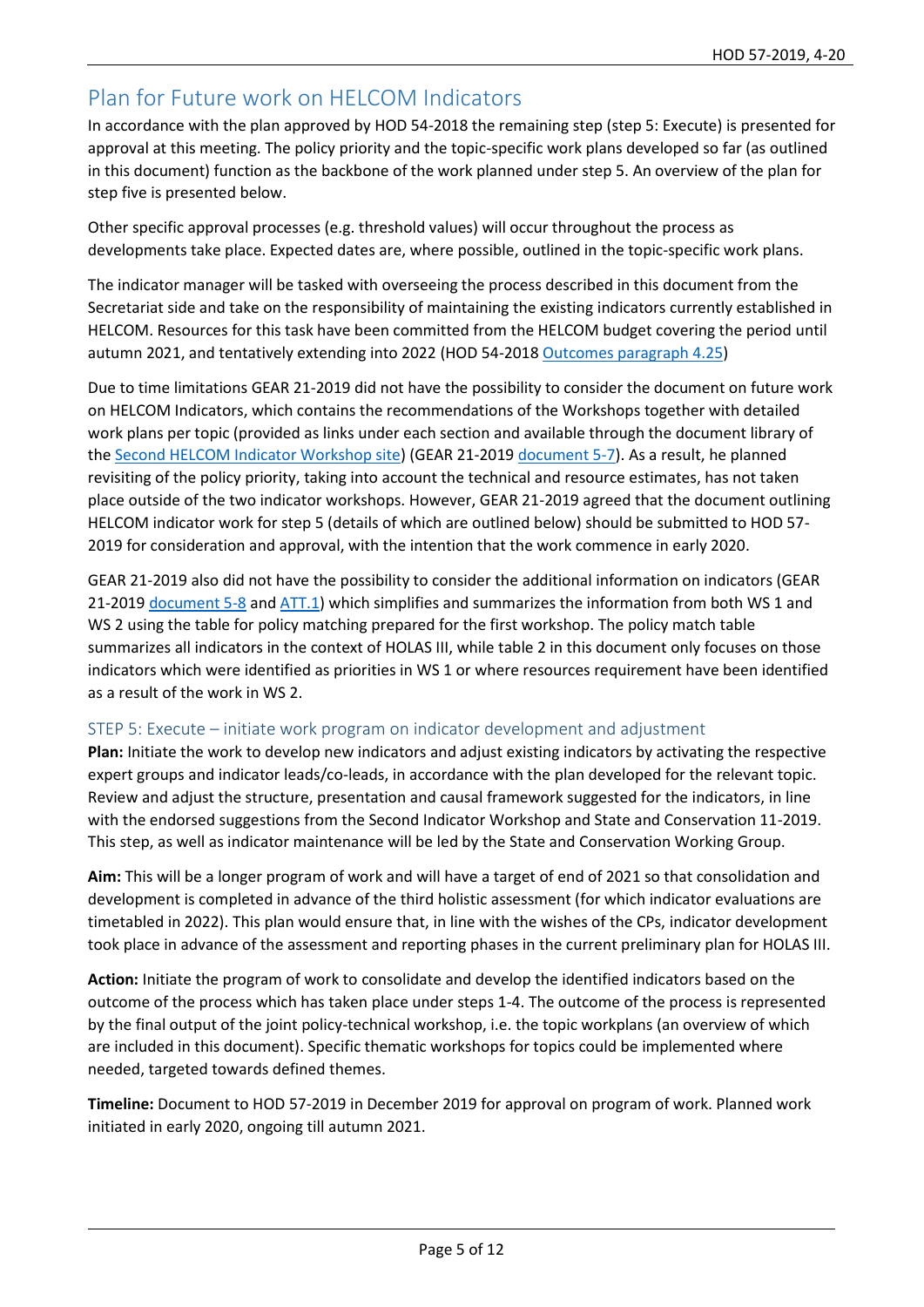## Plan for Future work on HELCOM Indicators

In accordance with the plan approved by HOD 54-2018 the remaining step (step 5: Execute) is presented for approval at this meeting. The policy priority and the topic-specific work plans developed so far (as outlined in this document) function as the backbone of the work planned under step 5. An overview of the plan for step five is presented below.

Other specific approval processes (e.g. threshold values) will occur throughout the process as developments take place. Expected dates are, where possible, outlined in the topic-specific work plans.

The indicator manager will be tasked with overseeing the process described in this document from the Secretariat side and take on the responsibility of maintaining the existing indicators currently established in HELCOM. Resources for this task have been committed from the HELCOM budget covering the period until autumn 2021, and tentatively extending into 2022 (HOD 54-2018 Outcomes paragraph 4.25)

Due to time limitations GEAR 21-2019 did not have the possibility to consider the document on future work on HELCOM Indicators, which contains the recommendations of the Workshops together with detailed work plans per topic (provided as links under each section and available through the document library of the Second HELCOM Indicator Workshop site) (GEAR 21-2019 document 5-7). As a result, he planned revisiting of the policy priority, taking into account the technical and resource estimates, has not taken place outside of the two indicator workshops. However, GEAR 21-2019 agreed that the document outlining HELCOM indicator work for step 5 (details of which are outlined below) should be submitted to HOD 57-2019 for consideration and approval, with the intention that the work commence in early 2020.

GEAR 21-2019 also did not have the possibility to consider the additional information on indicators (GEAR 21-2019 document 5-8 and ATT.1) which simplifies and summarizes the information from both WS 1 and WS 2 using the table for policy matching prepared for the first workshop. The policy match table summarizes all indicators in the context of HOLAS III, while table 2 in this document only focuses on those indicators which were identified as priorities in WS 1 or where resources requirement have been identified as a result of the work in WS 2.

### STEP 5: Execute – initiate work program on indicator development and adjustment

**Plan:** Initiate the work to develop new indicators and adjust existing indicators by activating the respective expert groups and indicator leads/co-leads, in accordance with the plan developed for the relevant topic. Review and adjust the structure, presentation and causal framework suggested for the indicators, in line with the endorsed suggestions from the Second Indicator Workshop and State and Conservation 11-2019. This step, as well as indicator maintenance will be led by the State and Conservation Working Group.

**Aim:** This will be a longer program of work and will have a target of end of 2021 so that consolidation and development is completed in advance of the third holistic assessment (for which indicator evaluations are timetabled in 2022). This plan would ensure that, in line with the wishes of the CPs, indicator development took place in advance of the assessment and reporting phases in the current preliminary plan for HOLAS III.

**Action:** Initiate the program of work to consolidate and develop the identified indicators based on the outcome of the process which has taken place under steps 1-4. The outcome of the process is represented by the final output of the joint policy-technical workshop, i.e. the topic workplans (an overview of which are included in this document). Specific thematic workshops for topics could be implemented where needed, targeted towards defined themes.

**Timeline:** Document to HOD 57-2019 in December 2019 for approval on program of work. Planned work initiated in early 2020, ongoing till autumn 2021.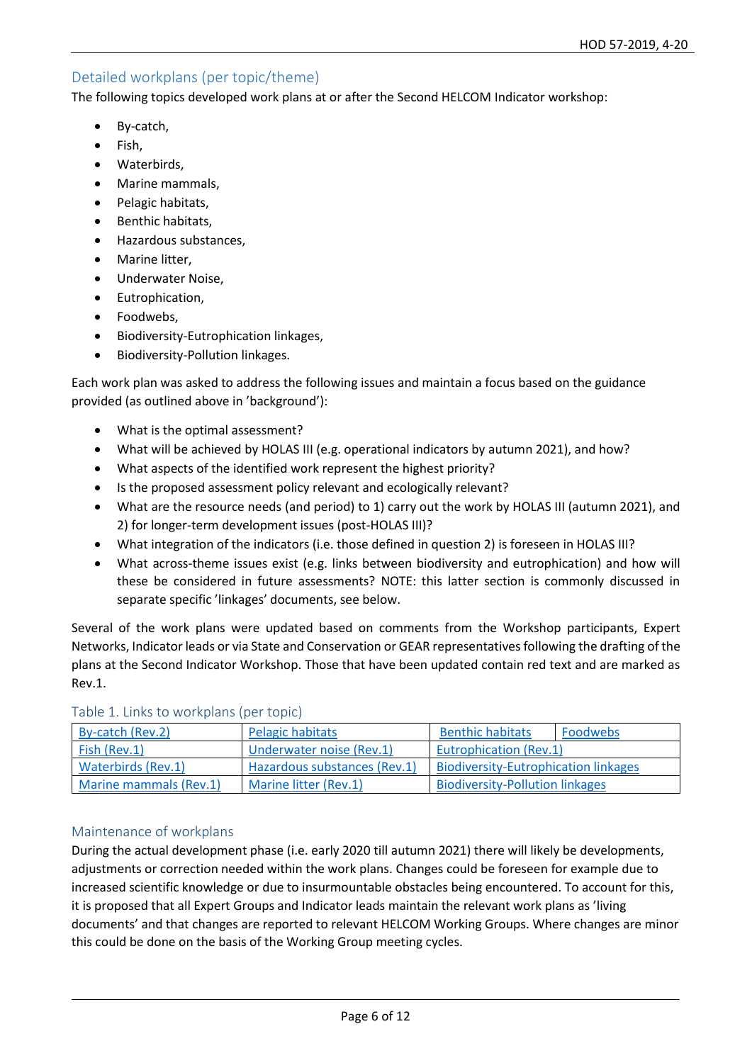## Detailed workplans (per topic/theme)

The following topics developed work plans at or after the Second HELCOM Indicator workshop:

- By-catch,
- Fish,
- Waterbirds,
- Marine mammals,
- Pelagic habitats,
- Benthic habitats,
- Hazardous substances,
- Marine litter,
- Underwater Noise,
- Eutrophication,
- Foodwebs,
- Biodiversity-Eutrophication linkages,
- Biodiversity-Pollution linkages.

Each work plan was asked to address the following issues and maintain a focus based on the guidance provided (as outlined above in 'background'):

- What is the optimal assessment?
- What will be achieved by HOLAS III (e.g. operational indicators by autumn 2021), and how?
- What aspects of the identified work represent the highest priority?
- Is the proposed assessment policy relevant and ecologically relevant?
- What are the resource needs (and period) to 1) carry out the work by HOLAS III (autumn 2021), and 2) for longer-term development issues (post-HOLAS III)?
- What integration of the indicators (i.e. those defined in question 2) is foreseen in HOLAS III?
- What across-theme issues exist (e.g. links between biodiversity and eutrophication) and how will these be considered in future assessments? NOTE: this latter section is commonly discussed in separate specific 'linkages' documents, see below.

Several of the work plans were updated based on comments from the Workshop participants, Expert Networks, Indicator leads or via State and Conservation or GEAR representatives following the drafting of the plans at the Second Indicator Workshop. Those that have been updated contain red text and are marked as Rev.1.

Table 1. Links to workplans (per topic)

| | | | |
|---|---|---|---|
| By-catch (Rev.2) | Pelagic habitats | Benthic habitats | Foodwebs |
| Fish (Rev.1) | Underwater noise (Rev.1) | Eutrophication (Rev.1) | |
| Waterbirds (Rev.1) | Hazardous substances (Rev.1) | Biodiversity-Eutrophication linkages | |
| Marine mammals (Rev.1) | Marine litter (Rev.1) | Biodiversity-Pollution linkages | |

## Maintenance of workplans

During the actual development phase (i.e. early 2020 till autumn 2021) there will likely be developments, adjustments or correction needed within the work plans. Changes could be foreseen for example due to increased scientific knowledge or due to insurmountable obstacles being encountered. To account for this, it is proposed that all Expert Groups and Indicator leads maintain the relevant work plans as 'living documents' and that changes are reported to relevant HELCOM Working Groups. Where changes are minor this could be done on the basis of the Working Group meeting cycles.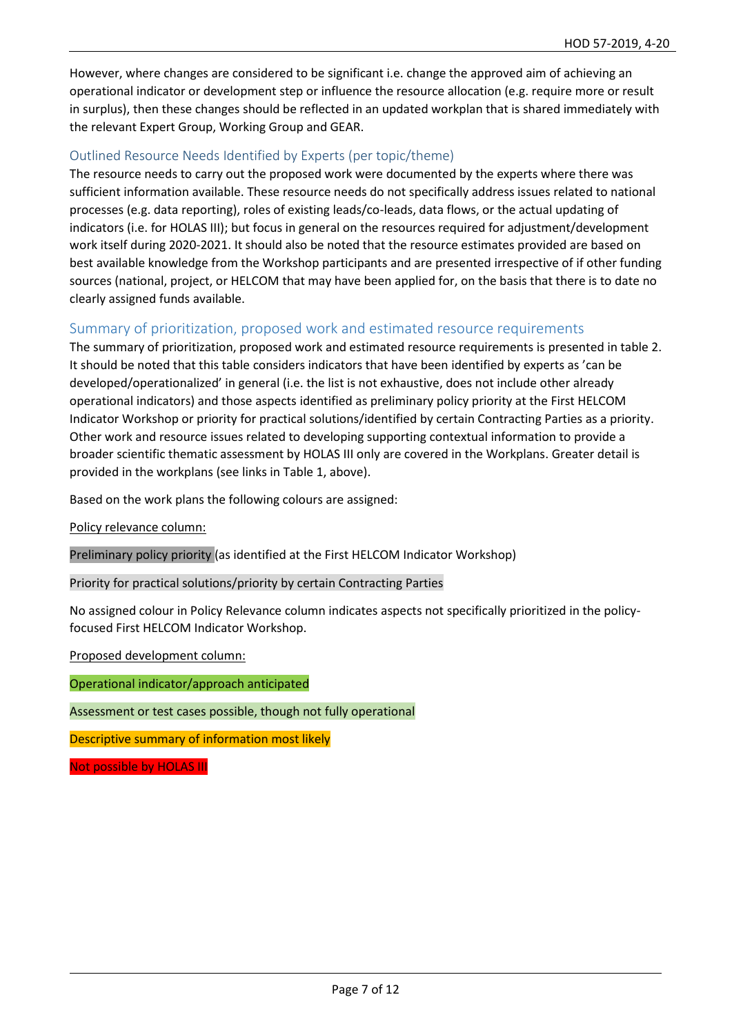However, where changes are considered to be significant i.e. change the approved aim of achieving an operational indicator or development step or influence the resource allocation (e.g. require more or result in surplus), then these changes should be reflected in an updated workplan that is shared immediately with the relevant Expert Group, Working Group and GEAR.

### Outlined Resource Needs Identified by Experts (per topic/theme)

The resource needs to carry out the proposed work were documented by the experts where there was sufficient information available. These resource needs do not specifically address issues related to national processes (e.g. data reporting), roles of existing leads/co-leads, data flows, or the actual updating of indicators (i.e. for HOLAS III); but focus in general on the resources required for adjustment/development work itself during 2020-2021. It should also be noted that the resource estimates provided are based on best available knowledge from the Workshop participants and are presented irrespective of if other funding sources (national, project, or HELCOM that may have been applied for, on the basis that there is to date no clearly assigned funds available.

## Summary of prioritization, proposed work and estimated resource requirements

The summary of prioritization, proposed work and estimated resource requirements is presented in table 2. It should be noted that this table considers indicators that have been identified by experts as 'can be developed/operationalized' in general (i.e. the list is not exhaustive, does not include other already operational indicators) and those aspects identified as preliminary policy priority at the First HELCOM Indicator Workshop or priority for practical solutions/identified by certain Contracting Parties as a priority. Other work and resource issues related to developing supporting contextual information to provide a broader scientific thematic assessment by HOLAS III only are covered in the Workplans. Greater detail is provided in the workplans (see links in Table 1, above).

Based on the work plans the following colours are assigned:

Policy relevance column:

Preliminary policy priority (as identified at the First HELCOM Indicator Workshop)

Priority for practical solutions/priority by certain Contracting Parties

No assigned colour in Policy Relevance column indicates aspects not specifically prioritized in the policy-focused First HELCOM Indicator Workshop.

Proposed development column:

Operational indicator/approach anticipated

Assessment or test cases possible, though not fully operational

Descriptive summary of information most likely

Not possible by HOLAS III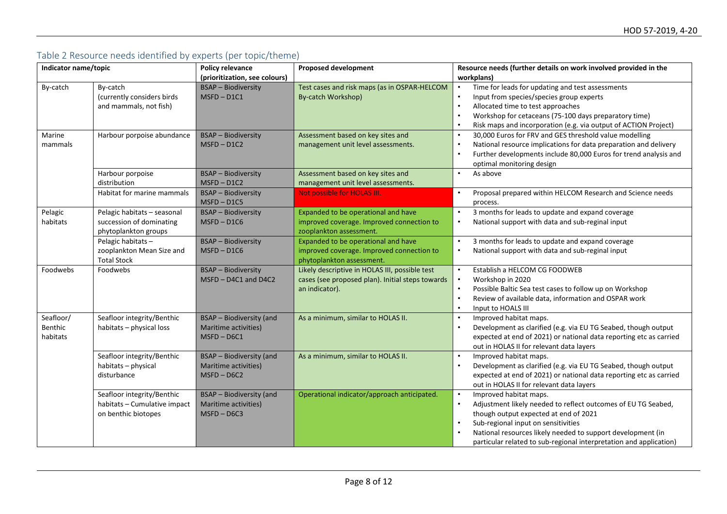## Table 2 Resource needs identified by experts (per topic/theme)

| Indicator name/topic | | Policy relevance (prioritization, see colours) | Proposed development | Resource needs (further details on work involved provided in the workplans) |
|---|---|---|---|---|
| By-catch | By-catch (currently considers birds and mammals, not fish) | BSAP – Biodiversity MSFD – D1C1 | Test cases and risk maps (as in OSPAR-HELCOM By-catch Workshop) | • Time for leads for updating and test assessments<br>• Input from species/species group experts<br>• Allocated time to test approaches<br>• Workshop for cetaceans (75-100 days preparatory time)<br>• Risk maps and incorporation (e.g. via output of ACTION Project) |
| Marine mammals | Harbour porpoise abundance | BSAP – Biodiversity MSFD – D1C2 | Assessment based on key sites and management unit level assessments. | • 30,000 Euros for FRV and GES threshold value modelling<br>• National resource implications for data preparation and delivery<br>• Further developments include 80,000 Euros for trend analysis and optimal monitoring design |
| | Harbour porpoise distribution | BSAP – Biodiversity MSFD – D1C2 | Assessment based on key sites and management unit level assessments. | • As above |
| | Habitat for marine mammals | BSAP – Biodiversity MSFD – D1C5 | Not possible for HOLAS III. | • Proposal prepared within HELCOM Research and Science needs process. |
| Pelagic habitats | Pelagic habitats – seasonal succession of dominating phytoplankton groups | BSAP – Biodiversity MSFD – D1C6 | Expanded to be operational and have improved coverage. Improved connection to zooplankton assessment. | • 3 months for leads to update and expand coverage<br>• National support with data and sub-reginal input |
| | Pelagic habitats – zooplankton Mean Size and Total Stock | BSAP – Biodiversity MSFD – D1C6 | Expanded to be operational and have improved coverage. Improved connection to phytoplankton assessment. | • 3 months for leads to update and expand coverage<br>• National support with data and sub-reginal input |
| Foodwebs | Foodwebs | BSAP – Biodiversity MSFD – D4C1 and D4C2 | Likely descriptive in HOLAS III, possible test cases (see proposed plan). Initial steps towards an indicator). | • Establish a HELCOM CG FOODWEB<br>• Workshop in 2020<br>• Possible Baltic Sea test cases to follow up on Workshop<br>• Review of available data, information and OSPAR work<br>• Input to HOALS III |
| Seafloor/ Benthic habitats | Seafloor integrity/Benthic habitats – physical loss | BSAP – Biodiversity (and Maritime activities) MSFD – D6C1 | As a minimum, similar to HOLAS II. | • Improved habitat maps.<br>• Development as clarified (e.g. via EU TG Seabed, though output expected at end of 2021) or national data reporting etc as carried out in HOLAS II for relevant data layers |
| | Seafloor integrity/Benthic habitats – physical disturbance | BSAP – Biodiversity (and Maritime activities) MSFD – D6C2 | As a minimum, similar to HOLAS II. | • Improved habitat maps.<br>• Development as clarified (e.g. via EU TG Seabed, though output expected at end of 2021) or national data reporting etc as carried out in HOLAS II for relevant data layers |
| | Seafloor integrity/Benthic habitats – Cumulative impact on benthic biotopes | BSAP – Biodiversity (and Maritime activities) MSFD – D6C3 | Operational indicator/approach anticipated. | • Improved habitat maps.<br>• Adjustment likely needed to reflect outcomes of EU TG Seabed, though output expected at end of 2021<br>• Sub-regional input on sensitivities<br>• National resources likely needed to support development (in particular related to sub-regional interpretation and application) |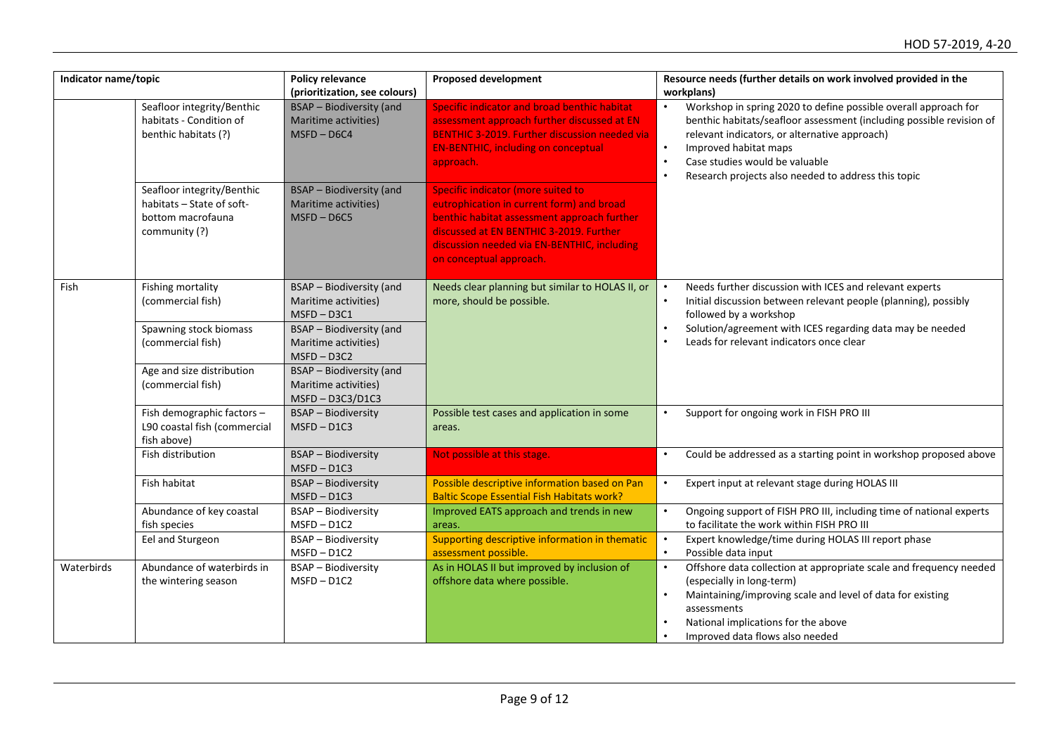| Indicator name/topic | | Policy relevance (prioritization, see colours) | Proposed development | Resource needs (further details on work involved provided in the workplans) |
|---|---|---|---|---|
| | Seafloor integrity/Benthic habitats - Condition of benthic habitats (?) | BSAP – Biodiversity (and Maritime activities) MSFD – D6C4 | Specific indicator and broad benthic habitat assessment approach further discussed at EN BENTHIC 3-2019. Further discussion needed via EN-BENTHIC, including on conceptual approach. | • Workshop in spring 2020 to define possible overall approach for benthic habitats/seafloor assessment (including possible revision of relevant indicators, or alternative approach)<br>• Improved habitat maps<br>• Case studies would be valuable<br>• Research projects also needed to address this topic |
| | Seafloor integrity/Benthic habitats – State of soft-bottom macrofauna community (?) | BSAP – Biodiversity (and Maritime activities) MSFD – D6C5 | Specific indicator (more suited to eutrophication in current form) and broad benthic habitat assessment approach further discussed at EN BENTHIC 3-2019. Further discussion needed via EN-BENTHIC, including on conceptual approach. | |
| Fish | Fishing mortality (commercial fish) | BSAP – Biodiversity (and Maritime activities) MSFD – D3C1 | Needs clear planning but similar to HOLAS II, or more, should be possible. | • Needs further discussion with ICES and relevant experts<br>• Initial discussion between relevant people (planning), possibly followed by a workshop<br>• Solution/agreement with ICES regarding data may be needed<br>• Leads for relevant indicators once clear |
| | Spawning stock biomass (commercial fish) | BSAP – Biodiversity (and Maritime activities) MSFD – D3C2 | | |
| | Age and size distribution (commercial fish) | BSAP – Biodiversity (and Maritime activities) MSFD – D3C3/D1C3 | | |
| | Fish demographic factors – L90 coastal fish (commercial fish above) | BSAP – Biodiversity MSFD – D1C3 | Possible test cases and application in some areas. | • Support for ongoing work in FISH PRO III |
| | Fish distribution | BSAP – Biodiversity MSFD – D1C3 | Not possible at this stage. | • Could be addressed as a starting point in workshop proposed above |
| | Fish habitat | BSAP – Biodiversity MSFD – D1C3 | Possible descriptive information based on Pan Baltic Scope Essential Fish Habitats work? | • Expert input at relevant stage during HOLAS III |
| | Abundance of key coastal fish species | BSAP – Biodiversity MSFD – D1C2 | Improved EATS approach and trends in new areas. | • Ongoing support of FISH PRO III, including time of national experts to facilitate the work within FISH PRO III |
| | Eel and Sturgeon | BSAP – Biodiversity MSFD – D1C2 | Supporting descriptive information in thematic assessment possible. | • Expert knowledge/time during HOLAS III report phase<br>• Possible data input |
| Waterbirds | Abundance of waterbirds in the wintering season | BSAP – Biodiversity MSFD – D1C2 | As in HOLAS II but improved by inclusion of offshore data where possible. | • Offshore data collection at appropriate scale and frequency needed (especially in long-term)<br>• Maintaining/improving scale and level of data for existing assessments<br>• National implications for the above<br>• Improved data flows also needed |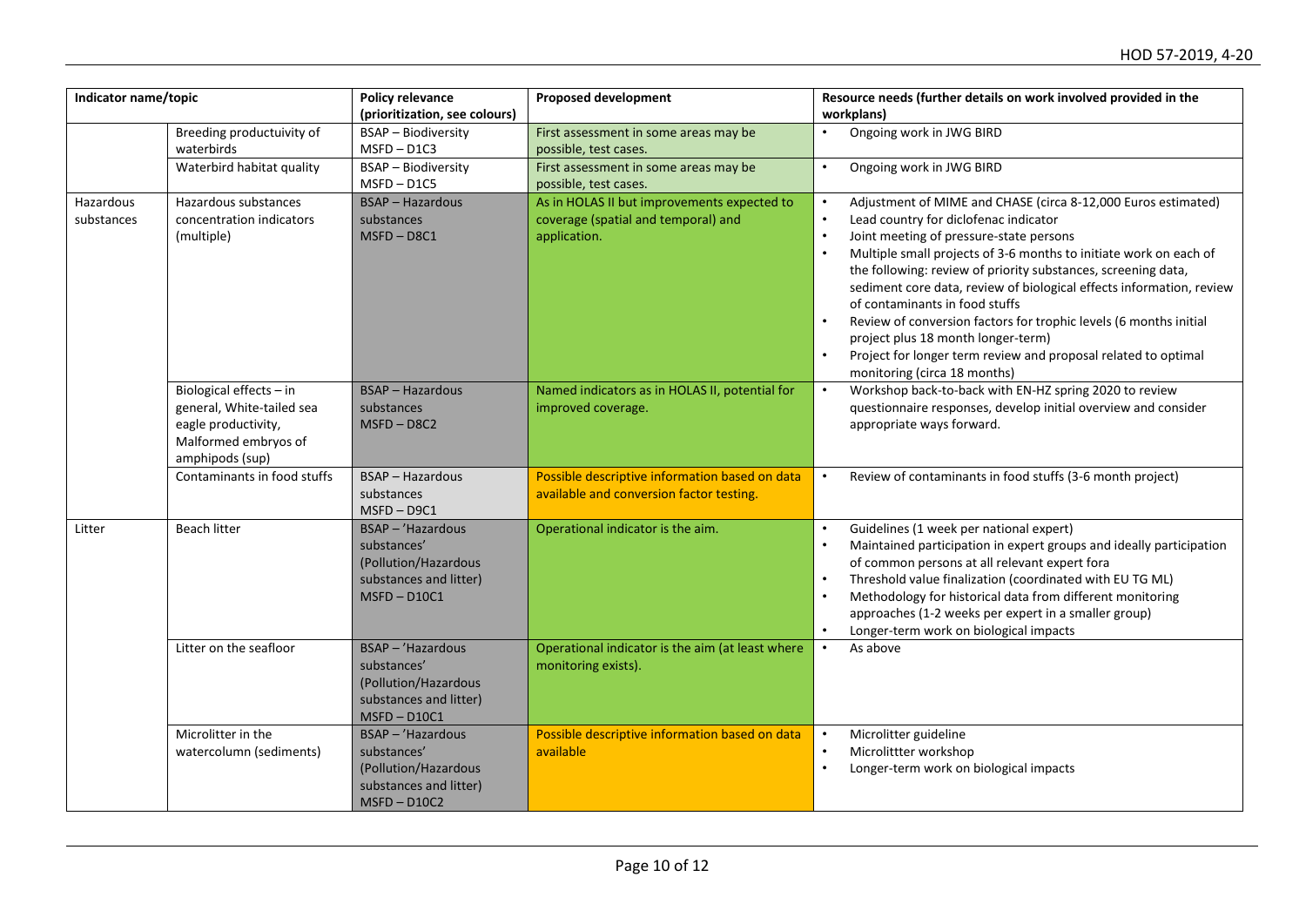| Indicator name/topic | | Policy relevance (prioritization, see colours) | Proposed development | Resource needs (further details on work involved provided in the workplans) |
|---|---|---|---|---|
| | Breeding productuivity of waterbirds | BSAP – Biodiversity<br>MSFD – D1C3 | First assessment in some areas may be possible, test cases. | • Ongoing work in JWG BIRD |
| | Waterbird habitat quality | BSAP – Biodiversity<br>MSFD – D1C5 | First assessment in some areas may be possible, test cases. | • Ongoing work in JWG BIRD |
| Hazardous substances | Hazardous substances concentration indicators (multiple) | BSAP – Hazardous substances<br>MSFD – D8C1 | As in HOLAS II but improvements expected to coverage (spatial and temporal) and application. | • Adjustment of MIME and CHASE (circa 8-12,000 Euros estimated)<br>• Lead country for diclofenac indicator<br>• Joint meeting of pressure-state persons<br>• Multiple small projects of 3-6 months to initiate work on each of the following: review of priority substances, screening data, sediment core data, review of biological effects information, review of contaminants in food stuffs<br>• Review of conversion factors for trophic levels (6 months initial project plus 18 month longer-term)<br>• Project for longer term review and proposal related to optimal monitoring (circa 18 months) |
| | Biological effects – in general, White-tailed sea eagle productivity, Malformed embryos of amphipods (sup) | BSAP – Hazardous substances<br>MSFD – D8C2 | Named indicators as in HOLAS II, potential for improved coverage. | • Workshop back-to-back with EN-HZ spring 2020 to review questionnaire responses, develop initial overview and consider appropriate ways forward. |
| | Contaminants in food stuffs | BSAP – Hazardous substances<br>MSFD – D9C1 | Possible descriptive information based on data available and conversion factor testing. | • Review of contaminants in food stuffs (3-6 month project) |
| Litter | Beach litter | BSAP – 'Hazardous substances' (Pollution/Hazardous substances and litter)<br>MSFD – D10C1 | Operational indicator is the aim. | • Guidelines (1 week per national expert)<br>• Maintained participation in expert groups and ideally participation of common persons at all relevant expert fora<br>• Threshold value finalization (coordinated with EU TG ML)<br>• Methodology for historical data from different monitoring approaches (1-2 weeks per expert in a smaller group)<br>• Longer-term work on biological impacts |
| | Litter on the seafloor | BSAP – 'Hazardous substances' (Pollution/Hazardous substances and litter)<br>MSFD – D10C1 | Operational indicator is the aim (at least where monitoring exists). | • As above |
| | Microlitter in the watercolumn (sediments) | BSAP – 'Hazardous substances' (Pollution/Hazardous substances and litter)<br>MSFD – D10C2 | Possible descriptive information based on data available | • Microlitter guideline<br>• Microlittter workshop<br>• Longer-term work on biological impacts |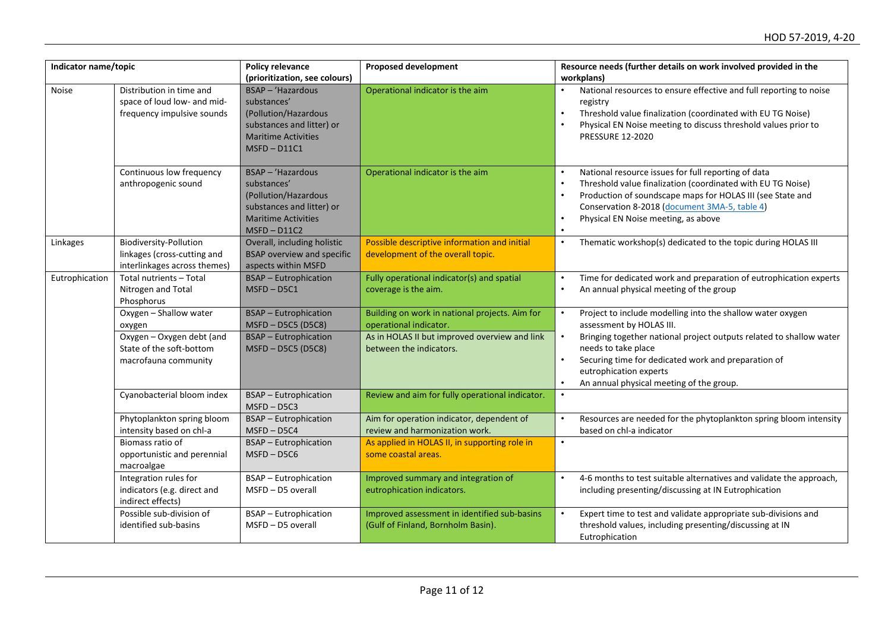| Indicator name/topic | | Policy relevance (prioritization, see colours) | Proposed development | Resource needs (further details on work involved provided in the workplans) |
|---|---|---|---|---|
| Noise | Distribution in time and space of loud low- and mid-frequency impulsive sounds | BSAP – 'Hazardous substances' (Pollution/Hazardous substances and litter) or Maritime Activities MSFD – D11C1 | Operational indicator is the aim | • National resources to ensure effective and full reporting to noise registry<br>• Threshold value finalization (coordinated with EU TG Noise)<br>• Physical EN Noise meeting to discuss threshold values prior to PRESSURE 12-2020 |
| | Continuous low frequency anthropogenic sound | BSAP – 'Hazardous substances' (Pollution/Hazardous substances and litter) or Maritime Activities MSFD – D11C2 | Operational indicator is the aim | • National resource issues for full reporting of data<br>• Threshold value finalization (coordinated with EU TG Noise)<br>• Production of soundscape maps for HOLAS III (see State and Conservation 8-2018 (document 3MA-5, table 4)<br>• Physical EN Noise meeting, as above<br>• |
| Linkages | Biodiversity-Pollution linkages (cross-cutting and interlinkages across themes) | Overall, including holistic BSAP overview and specific aspects within MSFD | Possible descriptive information and initial development of the overall topic. | • Thematic workshop(s) dedicated to the topic during HOLAS III |
| Eutrophication | Total nutrients – Total Nitrogen and Total Phosphorus | BSAP – Eutrophication MSFD – D5C1 | Fully operational indicator(s) and spatial coverage is the aim. | • Time for dedicated work and preparation of eutrophication experts<br>• An annual physical meeting of the group |
| | Oxygen – Shallow water oxygen | BSAP – Eutrophication MSFD – D5C5 (D5C8) | Building on work in national projects. Aim for operational indicator. | • Project to include modelling into the shallow water oxygen assessment by HOLAS III.<br>• Bringing together national project outputs related to shallow water needs to take place<br>• Securing time for dedicated work and preparation of eutrophication experts<br>• An annual physical meeting of the group. |
| | Oxygen – Oxygen debt (and State of the soft-bottom macrofauna community | BSAP – Eutrophication MSFD – D5C5 (D5C8) | As in HOLAS II but improved overview and link between the indicators. | |
| | Cyanobacterial bloom index | BSAP – Eutrophication MSFD – D5C3 | Review and aim for fully operational indicator. | • |
| | Phytoplankton spring bloom intensity based on chl-a | BSAP – Eutrophication MSFD – D5C4 | Aim for operation indicator, dependent of review and harmonization work. | • Resources are needed for the phytoplankton spring bloom intensity based on chl-a indicator |
| | Biomass ratio of opportunistic and perennial macroalgae | BSAP – Eutrophication MSFD – D5C6 | As applied in HOLAS II, in supporting role in some coastal areas. | • |
| | Integration rules for indicators (e.g. direct and indirect effects) | BSAP – Eutrophication MSFD – D5 overall | Improved summary and integration of eutrophication indicators. | • 4-6 months to test suitable alternatives and validate the approach, including presenting/discussing at IN Eutrophication |
| | Possible sub-division of identified sub-basins | BSAP – Eutrophication MSFD – D5 overall | Improved assessment in identified sub-basins (Gulf of Finland, Bornholm Basin). | • Expert time to test and validate appropriate sub-divisions and threshold values, including presenting/discussing at IN Eutrophication |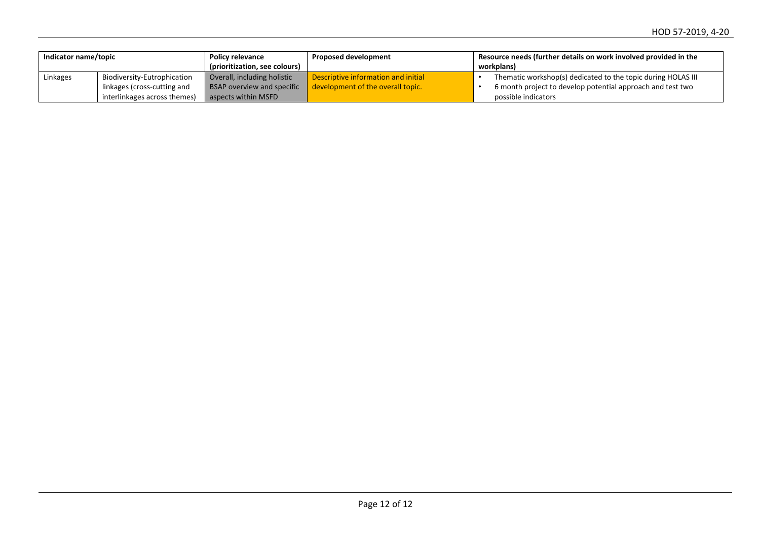| Indicator name/topic | | Policy relevance (prioritization, see colours) | Proposed development | Resource needs (further details on work involved provided in the workplans) |
|---|---|---|---|---|
| Linkages | Biodiversity-Eutrophication linkages (cross-cutting and interlinkages across themes) | Overall, including holistic BSAP overview and specific aspects within MSFD | Descriptive information and initial development of the overall topic. | • Thematic workshop(s) dedicated to the topic during HOLAS III<br>• 6 month project to develop potential approach and test two possible indicators |